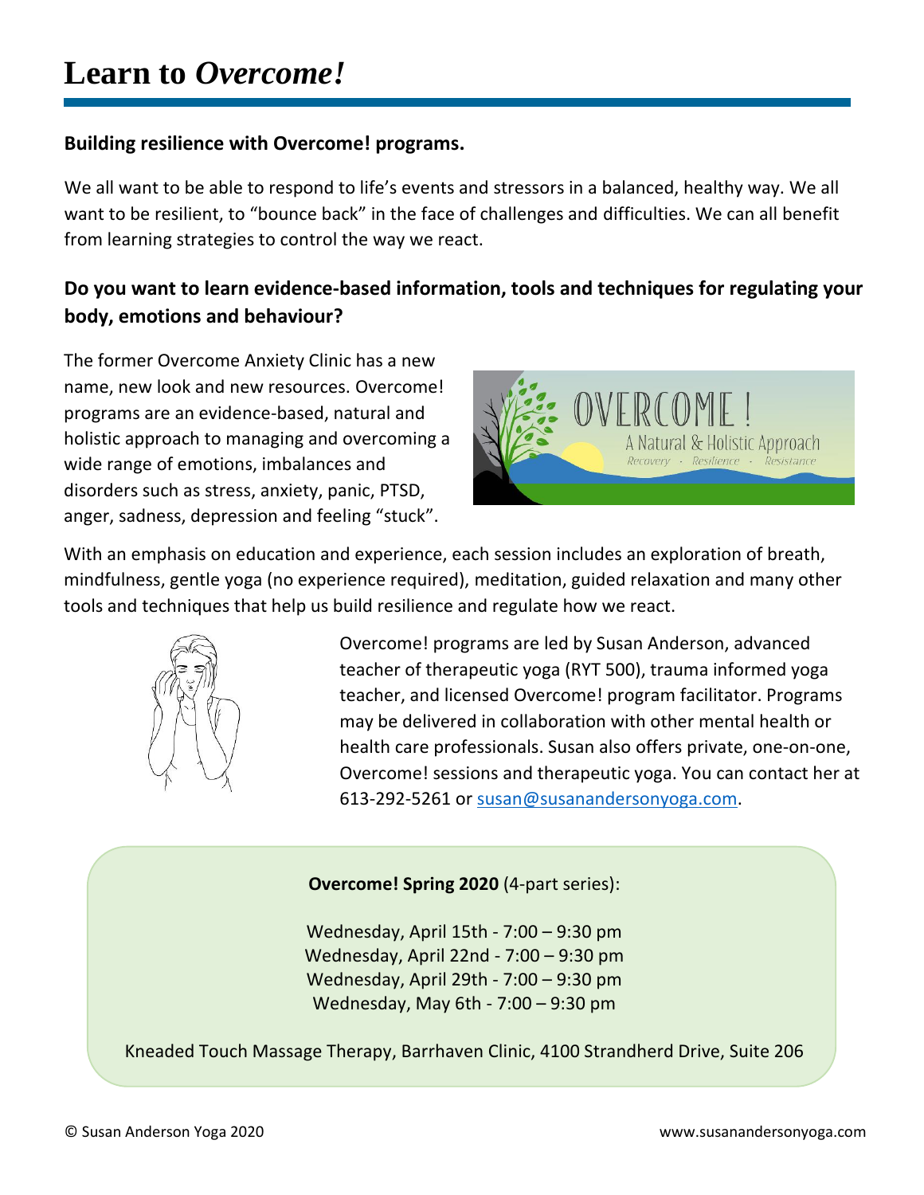# Learn to *Overcome!*

**Building resilience with Overcome! programs.**

We all want to be able to respond to life's events and stressors in a balanced, healthy way. We all want to be resilient, to "bounce back" in the face of challenges and difficulties. We can all benefit from learning strategies to control the way we react.

## Do you want to learn evidence-based information, tools and techniques for regulating your body, emotions and behaviour?

The former Overcome Anxiety Clinic has a new name, new look and new resources. Overcome! programs are an evidence-based, natural and holistic approach to managing and overcoming a wide range of emotions, imbalances and disorders such as stress, anxiety, panic, PTSD, anger, sadness, depression and feeling "stuck".

With an emphasis on education and experience, each session includes an exploration of breath, mindfulness, gentle yoga (no experience required), meditation, guided relaxation and many other tools and techniques that help us build resilience and regulate how we react.

Overcome! programs are led by Susan Anderson, advanced teacher of therapeutic yoga (RYT 500), trauma informed yoga teacher, and licensed Overcome! program facilitator. Programs may be delivered in collaboration with other mental health or health care professionals. Susan also offers private, one-on-one, Overcome! sessions and therapeutic yoga. You can contact her at 613-292-5261 or susan@susanandersonyoga.com.

**Overcome! Spring 2020** (4-part series):

Wednesday, April 15th - 7:00 – 9:30 pm
Wednesday, April 22nd - 7:00 – 9:30 pm
Wednesday, April 29th - 7:00 – 9:30 pm
Wednesday, May 6th - 7:00 – 9:30 pm

Kneaded Touch Massage Therapy, Barrhaven Clinic, 4100 Strandherd Drive, Suite 206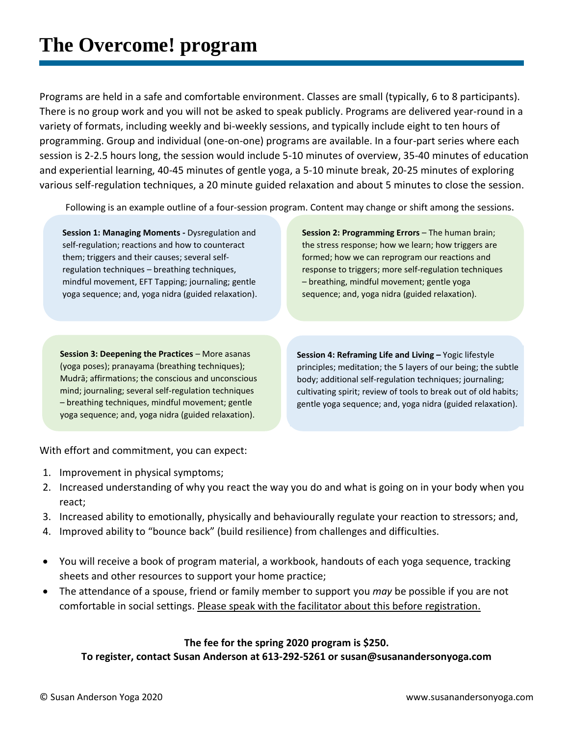# The Overcome! program

Programs are held in a safe and comfortable environment. Classes are small (typically, 6 to 8 participants). There is no group work and you will not be asked to speak publicly. Programs are delivered year-round in a variety of formats, including weekly and bi-weekly sessions, and typically include eight to ten hours of programming. Group and individual (one-on-one) programs are available. In a four-part series where each session is 2-2.5 hours long, the session would include 5-10 minutes of overview, 35-40 minutes of education and experiential learning, 40-45 minutes of gentle yoga, a 5-10 minute break, 20-25 minutes of exploring various self-regulation techniques, a 20 minute guided relaxation and about 5 minutes to close the session.

Following is an example outline of a four-session program. Content may change or shift among the sessions.

**Session 1: Managing Moments -** Dysregulation and self-regulation; reactions and how to counteract them; triggers and their causes; several self-regulation techniques – breathing techniques, mindful movement, EFT Tapping; journaling; gentle yoga sequence; and, yoga nidra (guided relaxation).

**Session 2: Programming Errors** – The human brain; the stress response; how we learn; how triggers are formed; how we can reprogram our reactions and response to triggers; more self-regulation techniques – breathing, mindful movement; gentle yoga sequence; and, yoga nidra (guided relaxation).

**Session 3: Deepening the Practices** – More asanas (yoga poses); pranayama (breathing techniques); Mudrā; affirmations; the conscious and unconscious mind; journaling; several self-regulation techniques – breathing techniques, mindful movement; gentle yoga sequence; and, yoga nidra (guided relaxation).

**Session 4: Reframing Life and Living –** Yogic lifestyle principles; meditation; the 5 layers of our being; the subtle body; additional self-regulation techniques; journaling; cultivating spirit; review of tools to break out of old habits; gentle yoga sequence; and, yoga nidra (guided relaxation).

With effort and commitment, you can expect:

1. Improvement in physical symptoms;
2. Increased understanding of why you react the way you do and what is going on in your body when you react;
3. Increased ability to emotionally, physically and behaviourally regulate your reaction to stressors; and,
4. Improved ability to "bounce back" (build resilience) from challenges and difficulties.

- You will receive a book of program material, a workbook, handouts of each yoga sequence, tracking sheets and other resources to support your home practice;
- The attendance of a spouse, friend or family member to support you *may* be possible if you are not comfortable in social settings. Please speak with the facilitator about this before registration.

**The fee for the spring 2020 program is $250.**
**To register, contact Susan Anderson at 613-292-5261 or susan@susanandersonyoga.com**

© Susan Anderson Yoga 2020 www.susanandersonyoga.com